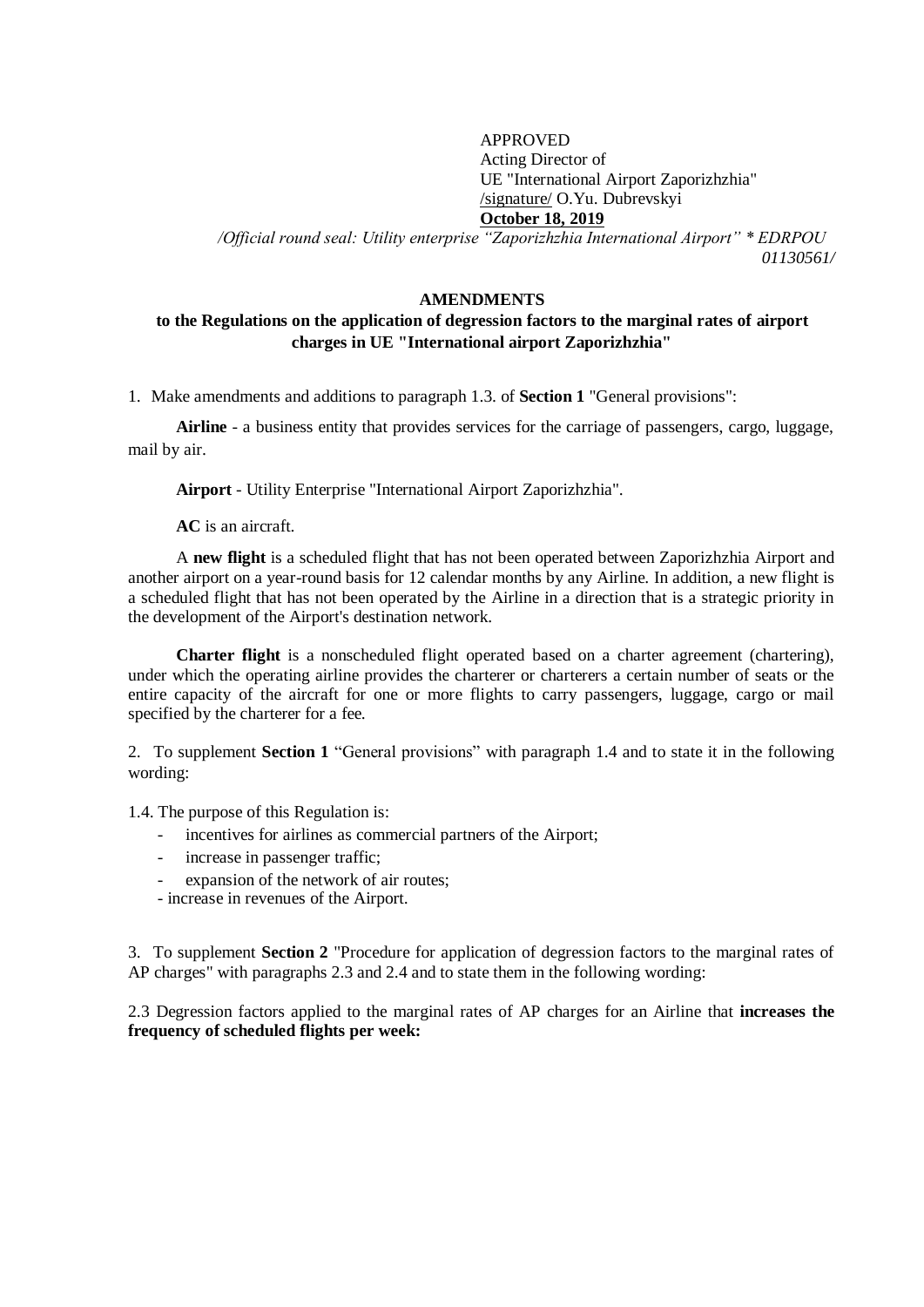APPROVED
Acting Director of
UE "International Airport Zaporizhzhia"
/signature/ O.Yu. Dubrevskyi
**October 18, 2019**

*/Official round seal: Utility enterprise "Zaporizhzhia International Airport" * EDRPOU 01130561/*

**AMENDMENTS**

**to the Regulations on the application of degression factors to the marginal rates of airport charges in UE "International airport Zaporizhzhia"**

1. Make amendments and additions to paragraph 1.3. of **Section 1** "General provisions":

**Airline** - a business entity that provides services for the carriage of passengers, cargo, luggage, mail by air.

**Airport** - Utility Enterprise "International Airport Zaporizhzhia".

**AC** is an aircraft.

A **new flight** is a scheduled flight that has not been operated between Zaporizhzhia Airport and another airport on a year-round basis for 12 calendar months by any Airline. In addition, a new flight is a scheduled flight that has not been operated by the Airline in a direction that is a strategic priority in the development of the Airport's destination network.

**Charter flight** is a nonscheduled flight operated based on a charter agreement (chartering), under which the operating airline provides the charterer or charterers a certain number of seats or the entire capacity of the aircraft for one or more flights to carry passengers, luggage, cargo or mail specified by the charterer for a fee.

2. To supplement **Section 1** "General provisions" with paragraph 1.4 and to state it in the following wording:

1.4. The purpose of this Regulation is:

- incentives for airlines as commercial partners of the Airport;
- increase in passenger traffic;
- expansion of the network of air routes;
- increase in revenues of the Airport.

3. To supplement **Section 2** "Procedure for application of degression factors to the marginal rates of AP charges" with paragraphs 2.3 and 2.4 and to state them in the following wording:

2.3 Degression factors applied to the marginal rates of AP charges for an Airline that **increases the frequency of scheduled flights per week:**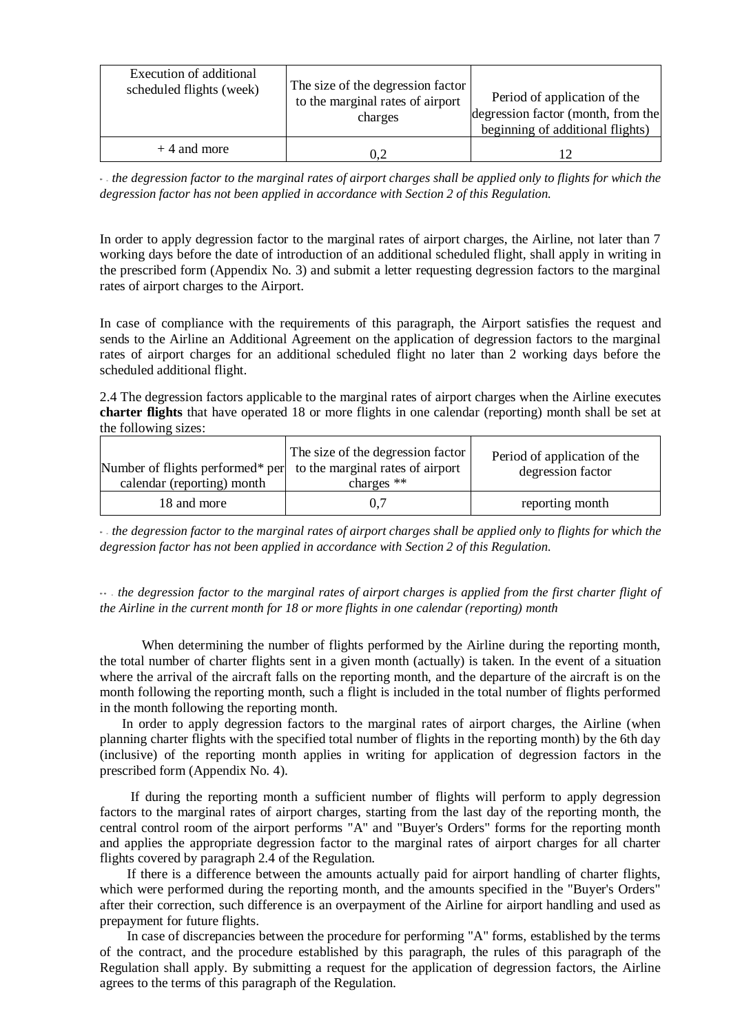| Execution of additional scheduled flights (week) | The size of the degression factor to the marginal rates of airport charges | Period of application of the degression factor (month, from the beginning of additional flights) |
|---|---|---|
| + 4 and more | 0,2 | 12 |

* - *the degression factor to the marginal rates of airport charges shall be applied only to flights for which the degression factor has not been applied in accordance with Section 2 of this Regulation.*

In order to apply degression factor to the marginal rates of airport charges, the Airline, not later than 7 working days before the date of introduction of an additional scheduled flight, shall apply in writing in the prescribed form (Appendix No. 3) and submit a letter requesting degression factors to the marginal rates of airport charges to the Airport.

In case of compliance with the requirements of this paragraph, the Airport satisfies the request and sends to the Airline an Additional Agreement on the application of degression factors to the marginal rates of airport charges for an additional scheduled flight no later than 2 working days before the scheduled additional flight.

2.4 The degression factors applicable to the marginal rates of airport charges when the Airline executes **charter flights** that have operated 18 or more flights in one calendar (reporting) month shall be set at the following sizes:

| Number of flights performed* per calendar (reporting) month | The size of the degression factor to the marginal rates of airport charges ** | Period of application of the degression factor |
|---|---|---|
| 18 and more | 0,7 | reporting month |

* - *the degression factor to the marginal rates of airport charges shall be applied only to flights for which the degression factor has not been applied in accordance with Section 2 of this Regulation.*

** - *the degression factor to the marginal rates of airport charges is applied from the first charter flight of the Airline in the current month for 18 or more flights in one calendar (reporting) month*

When determining the number of flights performed by the Airline during the reporting month, the total number of charter flights sent in a given month (actually) is taken. In the event of a situation where the arrival of the aircraft falls on the reporting month, and the departure of the aircraft is on the month following the reporting month, such a flight is included in the total number of flights performed in the month following the reporting month.

In order to apply degression factors to the marginal rates of airport charges, the Airline (when planning charter flights with the specified total number of flights in the reporting month) by the 6th day (inclusive) of the reporting month applies in writing for application of degression factors in the prescribed form (Appendix No. 4).

If during the reporting month a sufficient number of flights will perform to apply degression factors to the marginal rates of airport charges, starting from the last day of the reporting month, the central control room of the airport performs "A" and "Buyer's Orders" forms for the reporting month and applies the appropriate degression factor to the marginal rates of airport charges for all charter flights covered by paragraph 2.4 of the Regulation.

If there is a difference between the amounts actually paid for airport handling of charter flights, which were performed during the reporting month, and the amounts specified in the "Buyer's Orders" after their correction, such difference is an overpayment of the Airline for airport handling and used as prepayment for future flights.

In case of discrepancies between the procedure for performing "A" forms, established by the terms of the contract, and the procedure established by this paragraph, the rules of this paragraph of the Regulation shall apply. By submitting a request for the application of degression factors, the Airline agrees to the terms of this paragraph of the Regulation.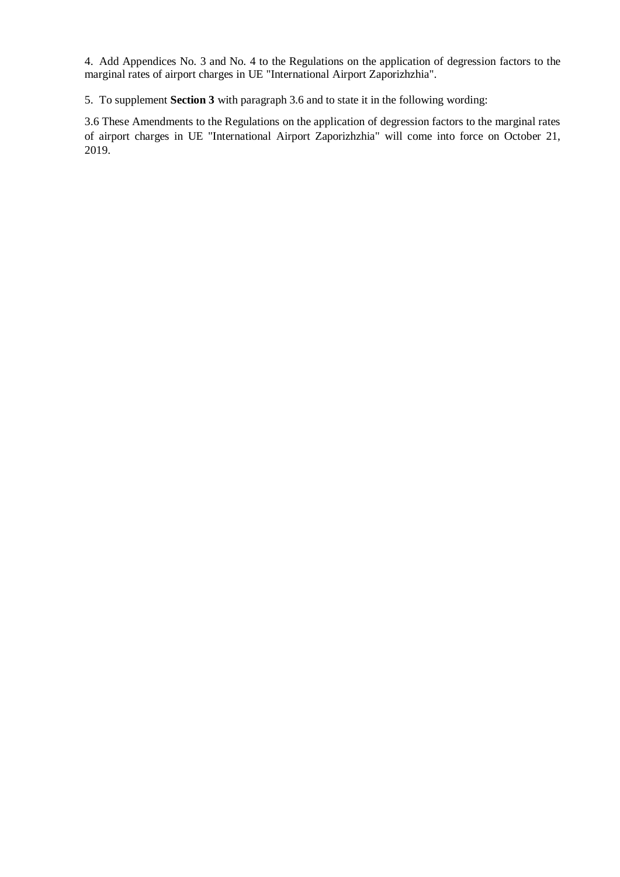4. Add Appendices No. 3 and No. 4 to the Regulations on the application of degression factors to the marginal rates of airport charges in UE "International Airport Zaporizhzhia".

5. To supplement **Section 3** with paragraph 3.6 and to state it in the following wording:

3.6 These Amendments to the Regulations on the application of degression factors to the marginal rates of airport charges in UE "International Airport Zaporizhzhia" will come into force on October 21, 2019.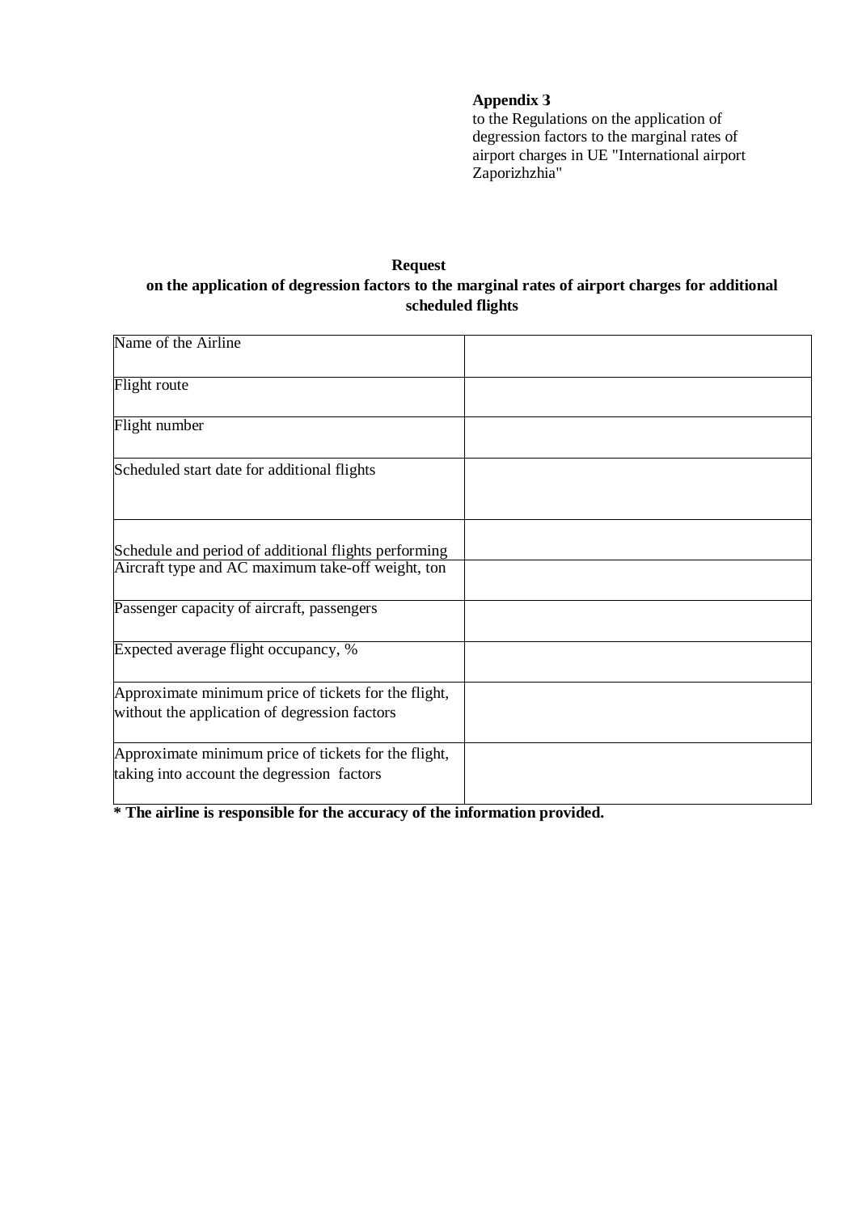**Appendix 3**
to the Regulations on the application of degression factors to the marginal rates of airport charges in UE "International airport Zaporizhzhia"

**Request**
**on the application of degression factors to the marginal rates of airport charges for additional scheduled flights**

| | |
|---|---|
| Name of the Airline | |
| Flight route | |
| Flight number | |
| Scheduled start date for additional flights | |
| Schedule and period of additional flights performing | |
| Aircraft type and AC maximum take-off weight, ton | |
| Passenger capacity of aircraft, passengers | |
| Expected average flight occupancy, % | |
| Approximate minimum price of tickets for the flight, without the application of degression factors | |
| Approximate minimum price of tickets for the flight, taking into account the degression factors | |

**\* The airline is responsible for the accuracy of the information provided.**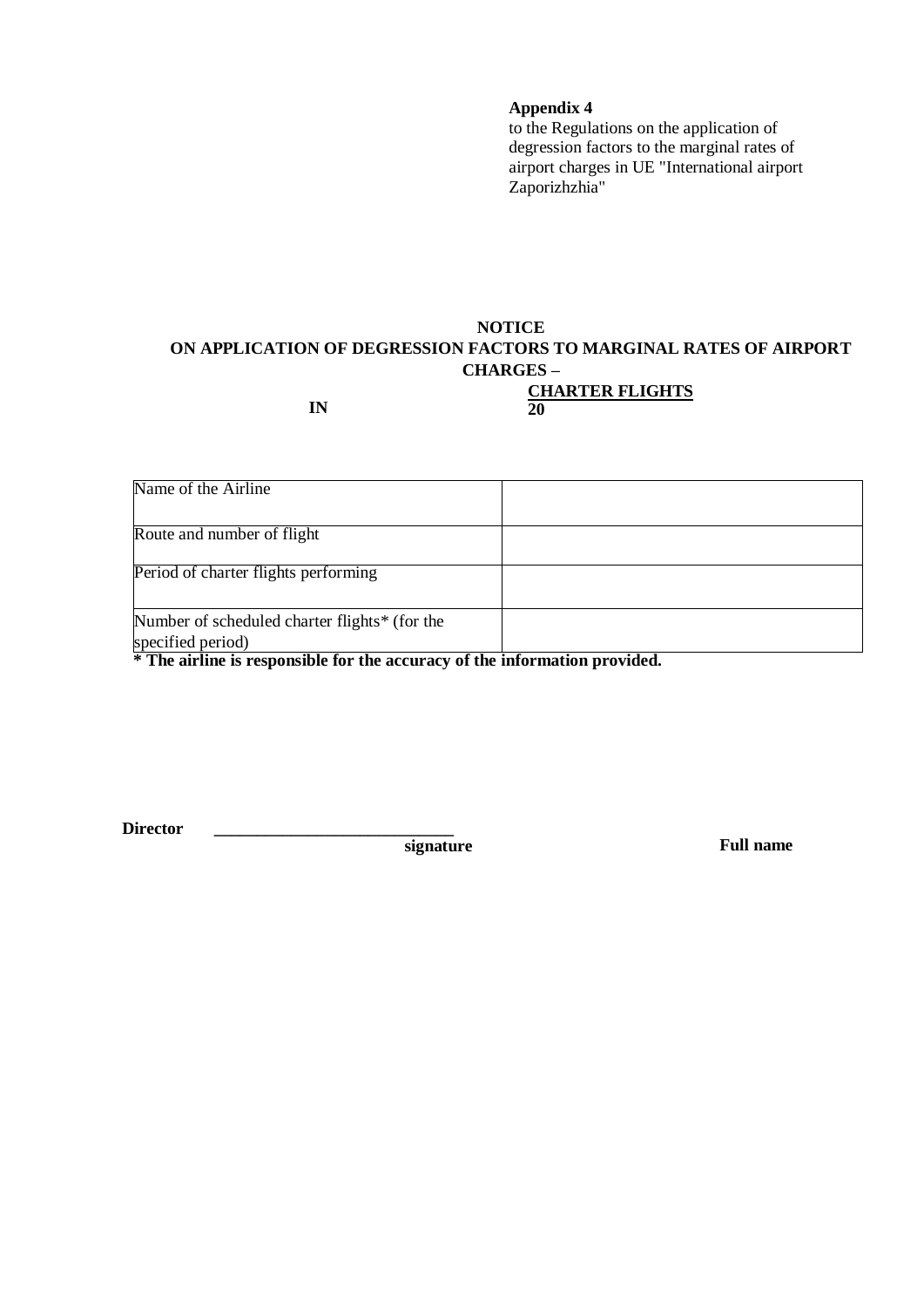**Appendix 4**
to the Regulations on the application of degression factors to the marginal rates of airport charges in UE "International airport Zaporizhzhia"

**NOTICE**
**ON APPLICATION OF DEGRESSION FACTORS TO MARGINAL RATES OF AIRPORT CHARGES –**
**CHARTER FLIGHTS**
**IN 20**

| | |
|---|---|
| Name of the Airline | |
| Route and number of flight | |
| Period of charter flights performing | |
| Number of scheduled charter flights* (for the specified period) | |

**\* The airline is responsible for the accuracy of the information provided.**

**Director** ____________________________
**signature** **Full name**